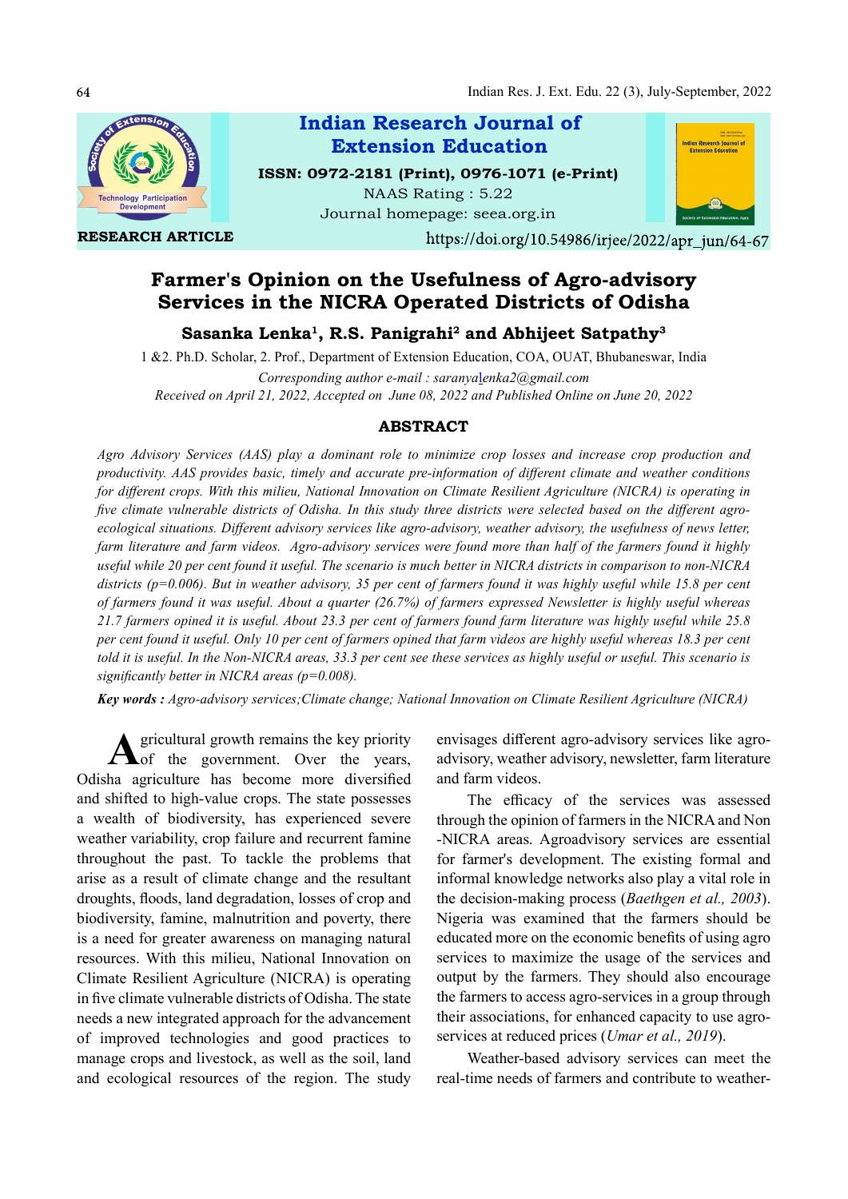RESEARCH ARTICLE

https://doi.org/10.54986/irjee/2022/apr_jun/64-67

# Farmer's Opinion on the Usefulness of Agro-advisory Services in the NICRA Operated Districts of Odisha

**Sasanka Lenka[1], R.S. Panigrahi[2] and Abhijeet Satpathy[3]**

1 &2. Ph.D. Scholar, 2. Prof., Department of Extension Education, COA, OUAT, Bhubaneswar, India

*Corresponding author e-mail : saranyalenka2@gmail.com*

*Received on April 21, 2022, Accepted on June 08, 2022 and Published Online on June 20, 2022*

## ABSTRACT

*Agro Advisory Services (AAS) play a dominant role to minimize crop losses and increase crop production and productivity. AAS provides basic, timely and accurate pre-information of different climate and weather conditions for different crops. With this milieu, National Innovation on Climate Resilient Agriculture (NICRA) is operating in five climate vulnerable districts of Odisha. In this study three districts were selected based on the different agro-ecological situations. Different advisory services like agro-advisory, weather advisory, the usefulness of news letter, farm literature and farm videos. Agro-advisory services were found more than half of the farmers found it highly useful while 20 per cent found it useful. The scenario is much better in NICRA districts in comparison to non-NICRA districts (p=0.006). But in weather advisory, 35 per cent of farmers found it was highly useful while 15.8 per cent of farmers found it was useful. About a quarter (26.7%) of farmers expressed Newsletter is highly useful whereas 21.7 farmers opined it is useful. About 23.3 per cent of farmers found farm literature was highly useful while 25.8 per cent found it useful. Only 10 per cent of farmers opined that farm videos are highly useful whereas 18.3 per cent told it is useful. In the Non-NICRA areas, 33.3 per cent see these services as highly useful or useful. This scenario is significantly better in NICRA areas (p=0.008).*

**Key words :** *Agro-advisory services;Climate change; National Innovation on Climate Resilient Agriculture (NICRA)*

Agricultural growth remains the key priority of the government. Over the years, Odisha agriculture has become more diversified and shifted to high-value crops. The state possesses a wealth of biodiversity, has experienced severe weather variability, crop failure and recurrent famine throughout the past. To tackle the problems that arise as a result of climate change and the resultant droughts, floods, land degradation, losses of crop and biodiversity, famine, malnutrition and poverty, there is a need for greater awareness on managing natural resources. With this milieu, National Innovation on Climate Resilient Agriculture (NICRA) is operating in five climate vulnerable districts of Odisha. The state needs a new integrated approach for the advancement of improved technologies and good practices to manage crops and livestock, as well as the soil, land and ecological resources of the region. The study envisages different agro-advisory services like agro-advisory, weather advisory, newsletter, farm literature and farm videos.

The efficacy of the services was assessed through the opinion of farmers in the NICRA and Non -NICRA areas. Agroadvisory services are essential for farmer's development. The existing formal and informal knowledge networks also play a vital role in the decision-making process (*Baethgen et al., 2003*). Nigeria was examined that the farmers should be educated more on the economic benefits of using agro services to maximize the usage of the services and output by the farmers. They should also encourage the farmers to access agro-services in a group through their associations, for enhanced capacity to use agro-services at reduced prices (*Umar et al., 2019*).

Weather-based advisory services can meet the real-time needs of farmers and contribute to weather-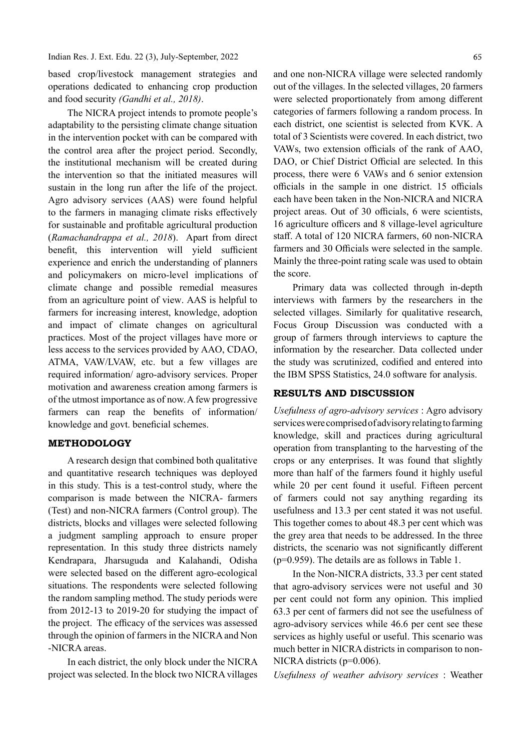based crop/livestock management strategies and operations dedicated to enhancing crop production and food security *(Gandhi et al., 2018)*.

The NICRA project intends to promote people's adaptability to the persisting climate change situation in the intervention pocket with can be compared with the control area after the project period. Secondly, the institutional mechanism will be created during the intervention so that the initiated measures will sustain in the long run after the life of the project. Agro advisory services (AAS) were found helpful to the farmers in managing climate risks effectively for sustainable and profitable agricultural production (*Ramachandrappa et al., 2018*). Apart from direct benefit, this intervention will yield sufficient experience and enrich the understanding of planners and policymakers on micro-level implications of climate change and possible remedial measures from an agriculture point of view. AAS is helpful to farmers for increasing interest, knowledge, adoption and impact of climate changes on agricultural practices. Most of the project villages have more or less access to the services provided by AAO, CDAO, ATMA, VAW/LVAW, etc. but a few villages are required information/ agro-advisory services. Proper motivation and awareness creation among farmers is of the utmost importance as of now. A few progressive farmers can reap the benefits of information/ knowledge and govt. beneficial schemes.

## METHODOLOGY

A research design that combined both qualitative and quantitative research techniques was deployed in this study. This is a test-control study, where the comparison is made between the NICRA- farmers (Test) and non-NICRA farmers (Control group). The districts, blocks and villages were selected following a judgment sampling approach to ensure proper representation. In this study three districts namely Kendrapara, Jharsuguda and Kalahandi, Odisha were selected based on the different agro-ecological situations. The respondents were selected following the random sampling method. The study periods were from 2012-13 to 2019-20 for studying the impact of the project. The efficacy of the services was assessed through the opinion of farmers in the NICRA and Non -NICRA areas.

In each district, the only block under the NICRA project was selected. In the block two NICRA villages and one non-NICRA village were selected randomly out of the villages. In the selected villages, 20 farmers were selected proportionately from among different categories of farmers following a random process. In each district, one scientist is selected from KVK. A total of 3 Scientists were covered. In each district, two VAWs, two extension officials of the rank of AAO, DAO, or Chief District Official are selected. In this process, there were 6 VAWs and 6 senior extension officials in the sample in one district. 15 officials each have been taken in the Non-NICRA and NICRA project areas. Out of 30 officials, 6 were scientists, 16 agriculture officers and 8 village-level agriculture staff. A total of 120 NICRA farmers, 60 non-NICRA farmers and 30 Officials were selected in the sample. Mainly the three-point rating scale was used to obtain the score.

Primary data was collected through in-depth interviews with farmers by the researchers in the selected villages. Similarly for qualitative research, Focus Group Discussion was conducted with a group of farmers through interviews to capture the information by the researcher. Data collected under the study was scrutinized, codified and entered into the IBM SPSS Statistics, 24.0 software for analysis.

## RESULTS AND DISCUSSION

*Usefulness of agro-advisory services* : Agro advisory services were comprised of advisory relating to farming knowledge, skill and practices during agricultural operation from transplanting to the harvesting of the crops or any enterprises. It was found that slightly more than half of the farmers found it highly useful while 20 per cent found it useful. Fifteen percent of farmers could not say anything regarding its usefulness and 13.3 per cent stated it was not useful. This together comes to about 48.3 per cent which was the grey area that needs to be addressed. In the three districts, the scenario was not significantly different ($p=0.959$). The details are as follows in Table 1.

In the Non-NICRA districts, 33.3 per cent stated that agro-advisory services were not useful and 30 per cent could not form any opinion. This implied 63.3 per cent of farmers did not see the usefulness of agro-advisory services while 46.6 per cent see these services as highly useful or useful. This scenario was much better in NICRA districts in comparison to non-NICRA districts ($p=0.006$).

*Usefulness of weather advisory services* : Weather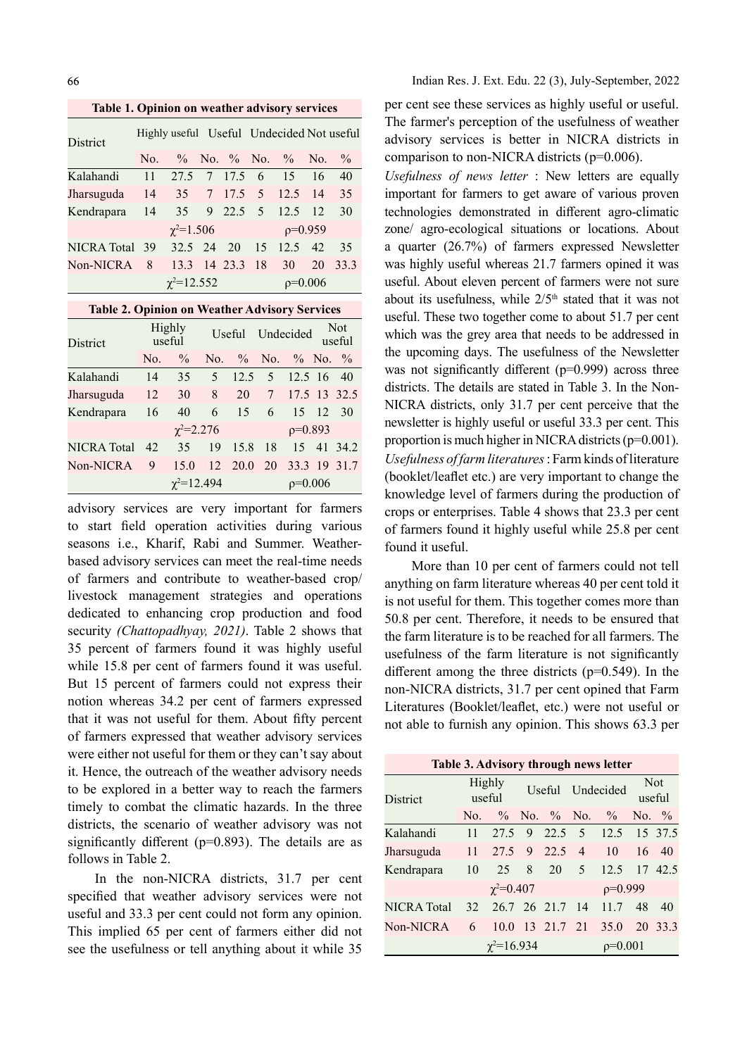**Table 1. Opinion on weather advisory services**

| District | Highly useful | | Useful | | Undecided | | Not useful | |
|---|---|---|---|---|---|---|---|---|
| | No. | % | No. | % | No. | % | No. | % |
| Kalahandi | 11 | 27.5 | 7 | 17.5 | 6 | 15 | 16 | 40 |
| Jharsuguda | 14 | 35 | 7 | 17.5 | 5 | 12.5 | 14 | 35 |
| Kendrapara | 14 | 35 | 9 | 22.5 | 5 | 12.5 | 12 | 30 |
| | $\chi^2$=1.506 | | | | ρ=0.959 | | | |
| NICRA Total | 39 | 32.5 | 24 | 20 | 15 | 12.5 | 42 | 35 |
| Non-NICRA | 8 | 13.3 | 14 | 23.3 | 18 | 30 | 20 | 33.3 |
| | $\chi^2$=12.552 | | | | ρ=0.006 | | | |

**Table 2. Opinion on Weather Advisory Services**

| District | Highly useful | | Useful | | Undecided | | Not useful | |
|---|---|---|---|---|---|---|---|---|
| | No. | % | No. | % | No. | % | No. | % |
| Kalahandi | 14 | 35 | 5 | 12.5 | 5 | 12.5 | 16 | 40 |
| Jharsuguda | 12 | 30 | 8 | 20 | 7 | 17.5 | 13 | 32.5 |
| Kendrapara | 16 | 40 | 6 | 15 | 6 | 15 | 12 | 30 |
| | $\chi^2$=2.276 | | | | ρ=0.893 | | | |
| NICRA Total | 42 | 35 | 19 | 15.8 | 18 | 15 | 41 | 34.2 |
| Non-NICRA | 9 | 15.0 | 12 | 20.0 | 20 | 33.3 | 19 | 31.7 |
| | $\chi^2$=12.494 | | | | ρ=0.006 | | | |

advisory services are very important for farmers to start field operation activities during various seasons i.e., Kharif, Rabi and Summer. Weather-based advisory services can meet the real-time needs of farmers and contribute to weather-based crop/ livestock management strategies and operations dedicated to enhancing crop production and food security *(Chattopadhyay, 2021)*. Table 2 shows that 35 percent of farmers found it was highly useful while 15.8 per cent of farmers found it was useful. But 15 percent of farmers could not express their notion whereas 34.2 per cent of farmers expressed that it was not useful for them. About fifty percent of farmers expressed that weather advisory services were either not useful for them or they can't say about it. Hence, the outreach of the weather advisory needs to be explored in a better way to reach the farmers timely to combat the climatic hazards. In the three districts, the scenario of weather advisory was not significantly different (p=0.893). The details are as follows in Table 2.

In the non-NICRA districts, 31.7 per cent specified that weather advisory services were not useful and 33.3 per cent could not form any opinion. This implied 65 per cent of farmers either did not see the usefulness or tell anything about it while 35 per cent see these services as highly useful or useful. The farmer's perception of the usefulness of weather advisory services is better in NICRA districts in comparison to non-NICRA districts (p=0.006).

*Usefulness of news letter* : New letters are equally important for farmers to get aware of various proven technologies demonstrated in different agro-climatic zone/ agro-ecological situations or locations. About a quarter (26.7%) of farmers expressed Newsletter was highly useful whereas 21.7 farmers opined it was useful. About eleven percent of farmers were not sure about its usefulness, while 2/5th stated that it was not useful. These two together come to about 51.7 per cent which was the grey area that needs to be addressed in the upcoming days. The usefulness of the Newsletter was not significantly different (p=0.999) across three districts. The details are stated in Table 3. In the Non-NICRA districts, only 31.7 per cent perceive that the newsletter is highly useful or useful 33.3 per cent. This proportion is much higher in NICRA districts (p=0.001).

*Usefulness of farm literatures* : Farm kinds of literature (booklet/leaflet etc.) are very important to change the knowledge level of farmers during the production of crops or enterprises. Table 4 shows that 23.3 per cent of farmers found it highly useful while 25.8 per cent found it useful.

More than 10 per cent of farmers could not tell anything on farm literature whereas 40 per cent told it is not useful for them. This together comes more than 50.8 per cent. Therefore, it needs to be ensured that the farm literature is to be reached for all farmers. The usefulness of the farm literature is not significantly different among the three districts (p=0.549). In the non-NICRA districts, 31.7 per cent opined that Farm Literatures (Booklet/leaflet, etc.) were not useful or not able to furnish any opinion. This shows 63.3 per

**Table 3. Advisory through news letter**

| District | Highly useful | | Useful | | Undecided | | Not useful | |
|---|---|---|---|---|---|---|---|---|
| | No. | % | No. | % | No. | % | No. | % |
| Kalahandi | 11 | 27.5 | 9 | 22.5 | 5 | 12.5 | 15 | 37.5 |
| Jharsuguda | 11 | 27.5 | 9 | 22.5 | 4 | 10 | 16 | 40 |
| Kendrapara | 10 | 25 | 8 | 20 | 5 | 12.5 | 17 | 42.5 |
| | $\chi^2$=0.407 | | | | ρ=0.999 | | | |
| NICRA Total | 32 | 26.7 | 26 | 21.7 | 14 | 11.7 | 48 | 40 |
| Non-NICRA | 6 | 10.0 | 13 | 21.7 | 21 | 35.0 | 20 | 33.3 |
| | $\chi^2$=16.934 | | | | ρ=0.001 | | | |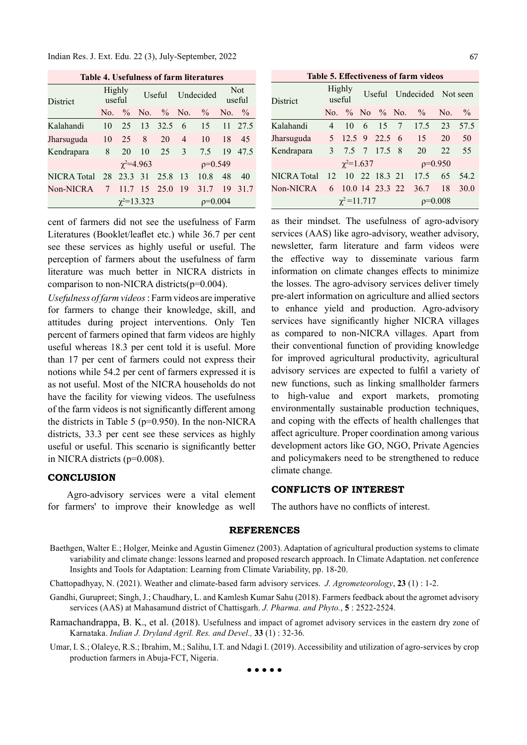**Table 4. Usefulness of farm literatures**

| District | Highly useful | | Useful | | Undecided | | Not useful | |
|---|---|---|---|---|---|---|---|---|
| | No. | % | No. | % | No. | % | No. | % |
| Kalahandi | 10 | 25 | 13 | 32.5 | 6 | 15 | 11 | 27.5 |
| Jharsuguda | 10 | 25 | 8 | 20 | 4 | 10 | 18 | 45 |
| Kendrapara | 8 | 20 | 10 | 25 | 3 | 7.5 | 19 | 47.5 |
| | $\chi^2$=4.963 | | | | $\rho$=0.549 | | | |
| NICRA Total | 28 | 23.3 | 31 | 25.8 | 13 | 10.8 | 48 | 40 |
| Non-NICRA | 7 | 11.7 | 15 | 25.0 | 19 | 31.7 | 19 | 31.7 |
| | $\chi^2$=13.323 | | | | $\rho$=0.004 | | | |

cent of farmers did not see the usefulness of Farm Literatures (Booklet/leaflet etc.) while 36.7 per cent see these services as highly useful or useful. The perception of farmers about the usefulness of farm literature was much better in NICRA districts in comparison to non-NICRA districts(p=0.004).

*Usefulness of farm videos* : Farm videos are imperative for farmers to change their knowledge, skill, and attitudes during project interventions. Only Ten percent of farmers opined that farm videos are highly useful whereas 18.3 per cent told it is useful. More than 17 per cent of farmers could not express their notions while 54.2 per cent of farmers expressed it is as not useful. Most of the NICRA households do not have the facility for viewing videos. The usefulness of the farm videos is not significantly different among the districts in Table 5 (p=0.950). In the non-NICRA districts, 33.3 per cent see these services as highly useful or useful. This scenario is significantly better in NICRA districts (p=0.008).

**Table 5. Effectiveness of farm videos**

| District | Highly useful | | Useful | | Undecided | | Not seen | |
|---|---|---|---|---|---|---|---|---|
| | No. | % | No | % | No. | % | No. | % |
| Kalahandi | 4 | 10 | 6 | 15 | 7 | 17.5 | 23 | 57.5 |
| Jharsuguda | 5 | 12.5 | 9 | 22.5 | 6 | 15 | 20 | 50 |
| Kendrapara | 3 | 7.5 | 7 | 17.5 | 8 | 20 | 22 | 55 |
| | $\chi^2$=1.637 | | | | $\rho$=0.950 | | | |
| NICRA Total | 12 | 10 | 22 | 18.3 | 21 | 17.5 | 65 | 54.2 |
| Non-NICRA | 6 | 10.0 | 14 | 23.3 | 22 | 36.7 | 18 | 30.0 |
| | $\chi^2$=11.717 | | | | $\rho$=0.008 | | | |

## CONCLUSION

Agro-advisory services were a vital element for farmers' to improve their knowledge as well as their mindset. The usefulness of agro-advisory services (AAS) like agro-advisory, weather advisory, newsletter, farm literature and farm videos were the effective way to disseminate various farm information on climate changes effects to minimize the losses. The agro-advisory services deliver timely pre-alert information on agriculture and allied sectors to enhance yield and production. Agro-advisory services have significantly higher NICRA villages as compared to non-NICRA villages. Apart from their conventional function of providing knowledge for improved agricultural productivity, agricultural advisory services are expected to fulfil a variety of new functions, such as linking smallholder farmers to high-value and export markets, promoting environmentally sustainable production techniques, and coping with the effects of health challenges that affect agriculture. Proper coordination among various development actors like GO, NGO, Private Agencies and policymakers need to be strengthened to reduce climate change.

## CONFLICTS OF INTEREST

The authors have no conflicts of interest.

## REFERENCES

Baethgen, Walter E.; Holger, Meinke and Agustin Gimenez (2003). Adaptation of agricultural production systems to climate variability and climate change: lessons learned and proposed research approach. In Climate Adaptation. net conference Insights and Tools for Adaptation: Learning from Climate Variability, pp. 18-20.

Chattopadhyay, N. (2021). Weather and climate-based farm advisory services. *J. Agrometeorology*, **23** (1) : 1-2.

Gandhi, Gurupreet; Singh, J.; Chaudhary, L. and Kamlesh Kumar Sahu (2018). Farmers feedback about the agromet advisory services (AAS) at Mahasamund district of Chattisgarh. *J. Pharma. and Phyto.*, **5** : 2522-2524.

Ramachandrappa, B. K., et al. (2018). Usefulness and impact of agromet advisory services in the eastern dry zone of Karnataka. *Indian J. Dryland Agril. Res. and Devel.,* **33** (1) : 32-36.

Umar, I. S.; Olaleye, R.S.; Ibrahim, M.; Salihu, I.T. and Ndagi I. (2019). Accessibility and utilization of agro-services by crop production farmers in Abuja-FCT, Nigeria.

• • • • •